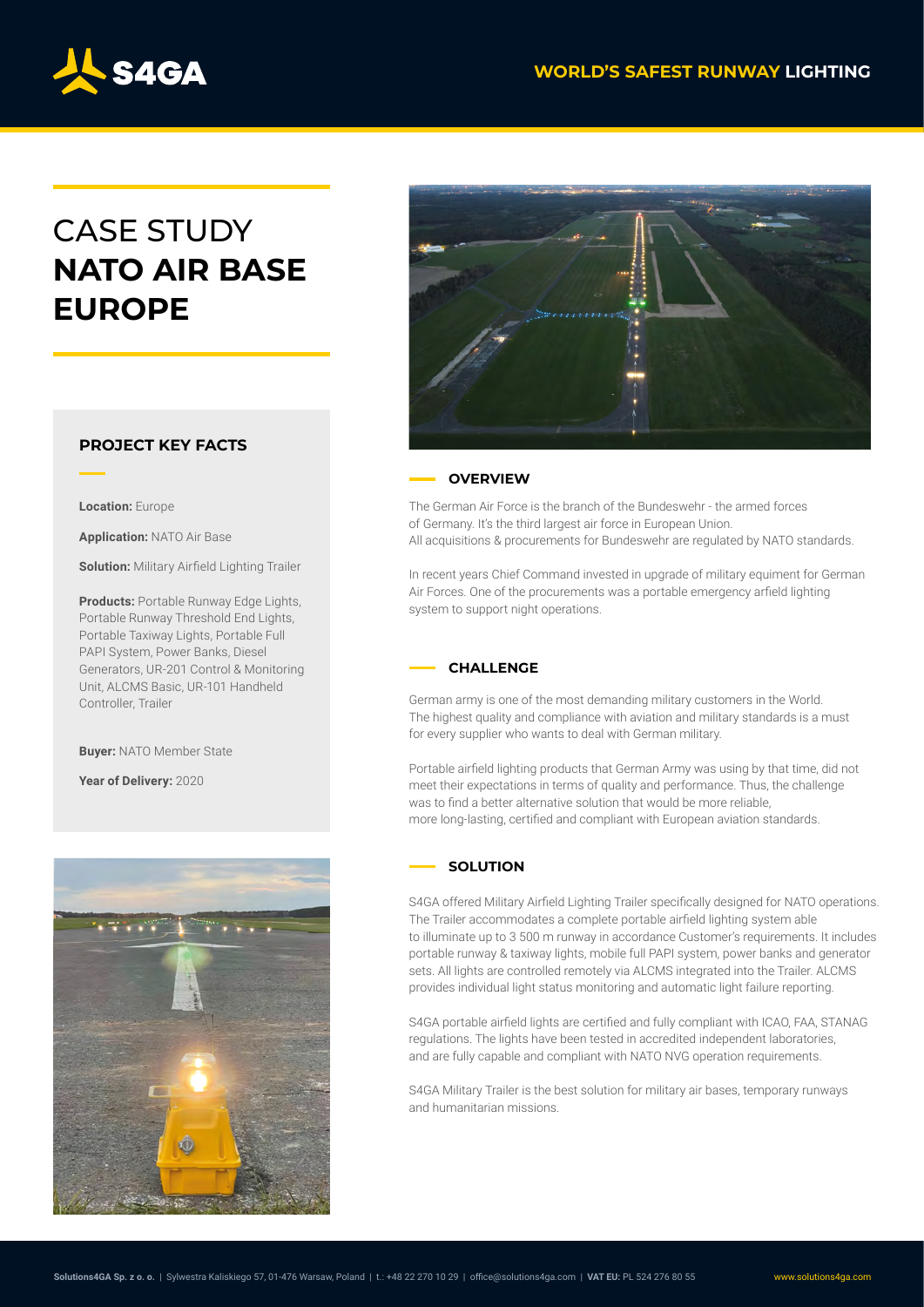# CASE STUDY **NATO AIR BASE EUROPE**

### PROJECT KEY FACTS

**Location:** Europe

**Application:** NATO Air Base

**Solution:** Military Airfield Lighting Trailer

**Products:** Portable Runway Edge Lights, Portable Runway Threshold End Lights, Portable Taxiway Lights, Portable Full PAPI System, Power Banks, Diesel Generators, UR-201 Control & Monitoring Unit, ALCMS Basic, UR-101 Handheld Controller, Trailer

**Buyer:** NATO Member State

**Year of Delivery:** 2020

## OVERVIEW

The German Air Force is the branch of the Bundeswehr - the armed forces of Germany. It's the third largest air force in European Union. All acquisitions & procurements for Bundeswehr are regulated by NATO standards.

In recent years Chief Command invested in upgrade of military equiment for German Air Forces. One of the procurements was a portable emergency arfield lighting system to support night operations.

## CHALLENGE

German army is one of the most demanding military customers in the World. The highest quality and compliance with aviation and military standards is a must for every supplier who wants to deal with German military.

Portable airfield lighting products that German Army was using by that time, did not meet their expectations in terms of quality and performance. Thus, the challenge was to find a better alternative solution that would be more reliable, more long-lasting, certified and compliant with European aviation standards.

## SOLUTION

S4GA offered Military Airfield Lighting Trailer specifically designed for NATO operations. The Trailer accommodates a complete portable airfield lighting system able to illuminate up to 3 500 m runway in accordance Customer's requirements. It includes portable runway & taxiway lights, mobile full PAPI system, power banks and generator sets. All lights are controlled remotely via ALCMS integrated into the Trailer. ALCMS provides individual light status monitoring and automatic light failure reporting.

S4GA portable airfield lights are certified and fully compliant with ICAO, FAA, STANAG regulations. The lights have been tested in accredited independent laboratories, and are fully capable and compliant with NATO NVG operation requirements.

S4GA Military Trailer is the best solution for military air bases, temporary runways and humanitarian missions.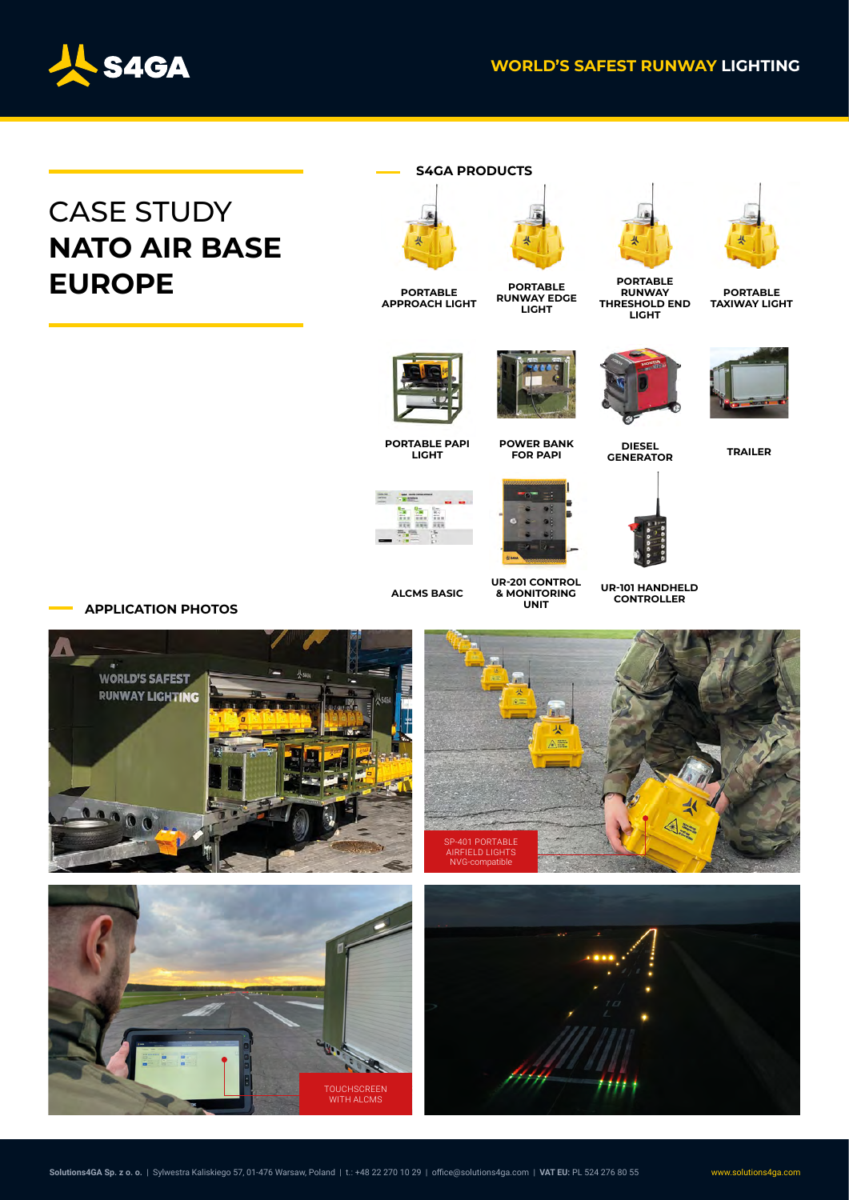WORLD'S SAFEST RUNWAY LIGHTING

# CASE STUDY **NATO AIR BASE EUROPE**

## S4GA PRODUCTS

PORTABLE APPROACH LIGHT

PORTABLE RUNWAY EDGE LIGHT

PORTABLE RUNWAY THRESHOLD END LIGHT

PORTABLE TAXIWAY LIGHT

PORTABLE PAPI LIGHT

POWER BANK FOR PAPI

DIESEL GENERATOR

TRAILER

ALCMS BASIC

UR-201 CONTROL & MONITORING UNIT

UR-101 HANDHELD CONTROLLER

## APPLICATION PHOTOS

SP-401 PORTABLE AIRFIELD LIGHTS NVG-compatible

TOUCHSCREEN WITH ALCMS

Solutions4GA Sp. z o. o. | Sylwestra Kaliskiego 57, 01-476 Warsaw, Poland | t.: +48 22 270 10 29 | office@solutions4ga.com | VAT EU: PL 524 276 80 55 www.solutions4ga.com